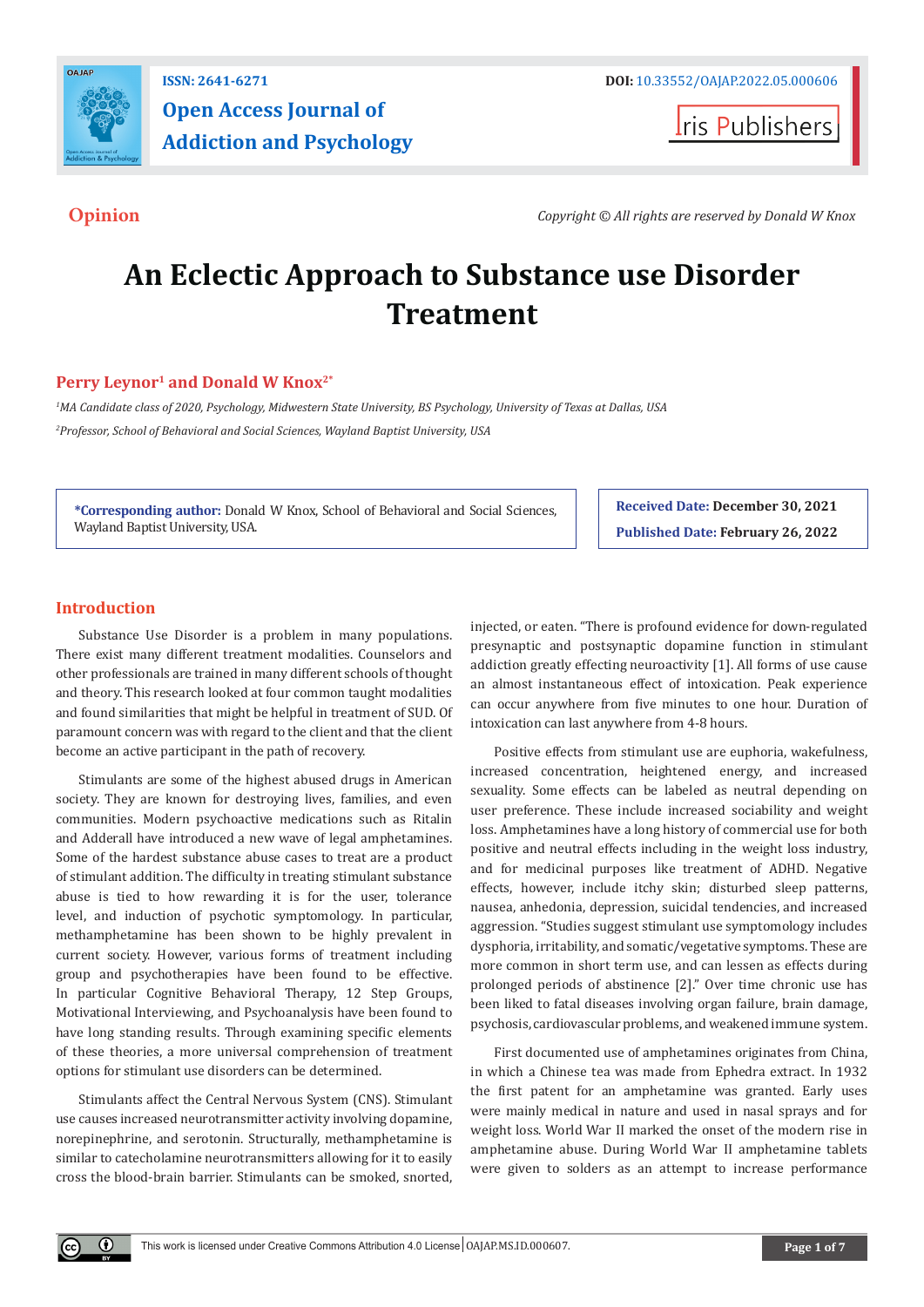Opinion

Copyright © All rights are reserved by Donald W Knox

# An Eclectic Approach to Substance use Disorder Treatment

**Perry Leynor[1] and Donald W Knox[2*]**

*[1]MA Candidate class of 2020, Psychology, Midwestern State University, BS Psychology, University of Texas at Dallas, USA*

*[2]Professor, School of Behavioral and Social Sciences, Wayland Baptist University, USA*

**\*Corresponding author:** Donald W Knox, School of Behavioral and Social Sciences, Wayland Baptist University, USA.

**Received Date: December 30, 2021**

**Published Date: February 26, 2022**

## Introduction

Substance Use Disorder is a problem in many populations. There exist many different treatment modalities. Counselors and other professionals are trained in many different schools of thought and theory. This research looked at four common taught modalities and found similarities that might be helpful in treatment of SUD. Of paramount concern was with regard to the client and that the client become an active participant in the path of recovery.

Stimulants are some of the highest abused drugs in American society. They are known for destroying lives, families, and even communities. Modern psychoactive medications such as Ritalin and Adderall have introduced a new wave of legal amphetamines. Some of the hardest substance abuse cases to treat are a product of stimulant addition. The difficulty in treating stimulant substance abuse is tied to how rewarding it is for the user, tolerance level, and induction of psychotic symptomology. In particular, methamphetamine has been shown to be highly prevalent in current society. However, various forms of treatment including group and psychotherapies have been found to be effective. In particular Cognitive Behavioral Therapy, 12 Step Groups, Motivational Interviewing, and Psychoanalysis have been found to have long standing results. Through examining specific elements of these theories, a more universal comprehension of treatment options for stimulant use disorders can be determined.

Stimulants affect the Central Nervous System (CNS). Stimulant use causes increased neurotransmitter activity involving dopamine, norepinephrine, and serotonin. Structurally, methamphetamine is similar to catecholamine neurotransmitters allowing for it to easily cross the blood-brain barrier. Stimulants can be smoked, snorted, injected, or eaten. "There is profound evidence for down-regulated presynaptic and postsynaptic dopamine function in stimulant addiction greatly effecting neuroactivity [1]. All forms of use cause an almost instantaneous effect of intoxication. Peak experience can occur anywhere from five minutes to one hour. Duration of intoxication can last anywhere from 4-8 hours.

Positive effects from stimulant use are euphoria, wakefulness, increased concentration, heightened energy, and increased sexuality. Some effects can be labeled as neutral depending on user preference. These include increased sociability and weight loss. Amphetamines have a long history of commercial use for both positive and neutral effects including in the weight loss industry, and for medicinal purposes like treatment of ADHD. Negative effects, however, include itchy skin; disturbed sleep patterns, nausea, anhedonia, depression, suicidal tendencies, and increased aggression. "Studies suggest stimulant use symptomology includes dysphoria, irritability, and somatic/vegetative symptoms. These are more common in short term use, and can lessen as effects during prolonged periods of abstinence [2]." Over time chronic use has been liked to fatal diseases involving organ failure, brain damage, psychosis, cardiovascular problems, and weakened immune system.

First documented use of amphetamines originates from China, in which a Chinese tea was made from Ephedra extract. In 1932 the first patent for an amphetamine was granted. Early uses were mainly medical in nature and used in nasal sprays and for weight loss. World War II marked the onset of the modern rise in amphetamine abuse. During World War II amphetamine tablets were given to soldiers as an attempt to increase performance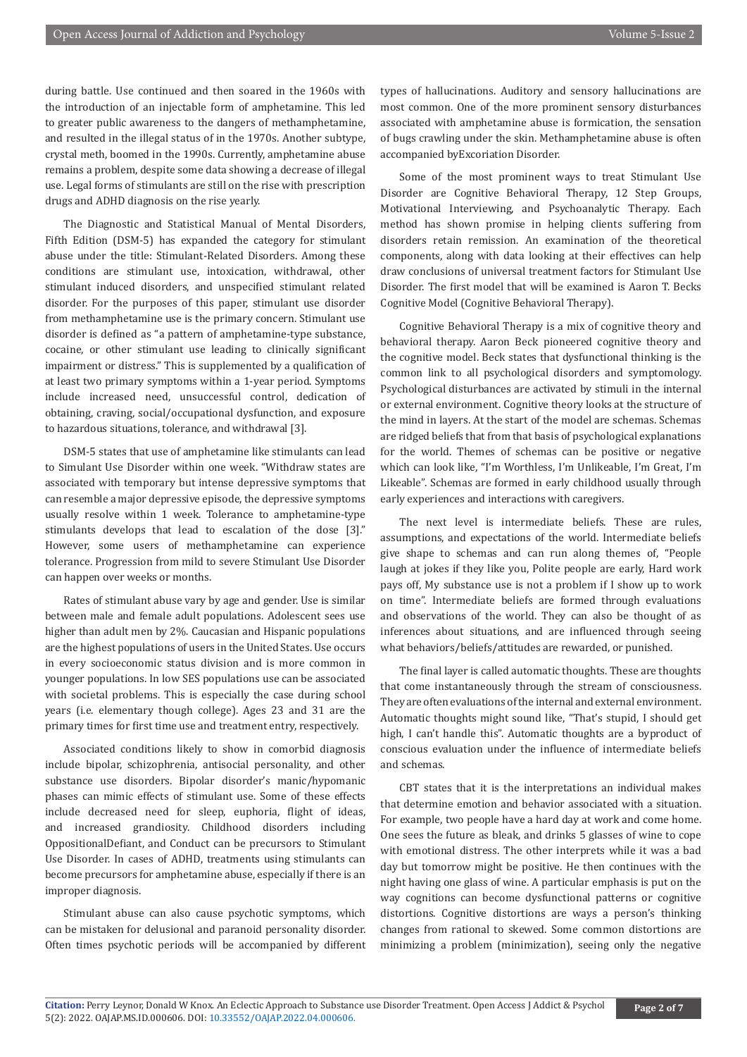during battle. Use continued and then soared in the 1960s with the introduction of an injectable form of amphetamine. This led to greater public awareness to the dangers of methamphetamine, and resulted in the illegal status of in the 1970s. Another subtype, crystal meth, boomed in the 1990s. Currently, amphetamine abuse remains a problem, despite some data showing a decrease of illegal use. Legal forms of stimulants are still on the rise with prescription drugs and ADHD diagnosis on the rise yearly.

The Diagnostic and Statistical Manual of Mental Disorders, Fifth Edition (DSM-5) has expanded the category for stimulant abuse under the title: Stimulant-Related Disorders. Among these conditions are stimulant use, intoxication, withdrawal, other stimulant induced disorders, and unspecified stimulant related disorder. For the purposes of this paper, stimulant use disorder from methamphetamine use is the primary concern. Stimulant use disorder is defined as "a pattern of amphetamine-type substance, cocaine, or other stimulant use leading to clinically significant impairment or distress." This is supplemented by a qualification of at least two primary symptoms within a 1-year period. Symptoms include increased need, unsuccessful control, dedication of obtaining, craving, social/occupational dysfunction, and exposure to hazardous situations, tolerance, and withdrawal [3].

DSM-5 states that use of amphetamine like stimulants can lead to Simulant Use Disorder within one week. "Withdraw states are associated with temporary but intense depressive symptoms that can resemble a major depressive episode, the depressive symptoms usually resolve within 1 week. Tolerance to amphetamine-type stimulants develops that lead to escalation of the dose [3]." However, some users of methamphetamine can experience tolerance. Progression from mild to severe Stimulant Use Disorder can happen over weeks or months.

Rates of stimulant abuse vary by age and gender. Use is similar between male and female adult populations. Adolescent sees use higher than adult men by 2%. Caucasian and Hispanic populations are the highest populations of users in the United States. Use occurs in every socioeconomic status division and is more common in younger populations. In low SES populations use can be associated with societal problems. This is especially the case during school years (i.e. elementary though college). Ages 23 and 31 are the primary times for first time use and treatment entry, respectively.

Associated conditions likely to show in comorbid diagnosis include bipolar, schizophrenia, antisocial personality, and other substance use disorders. Bipolar disorder's manic/hypomanic phases can mimic effects of stimulant use. Some of these effects include decreased need for sleep, euphoria, flight of ideas, and increased grandiosity. Childhood disorders including OppositionalDefiant, and Conduct can be precursors to Stimulant Use Disorder. In cases of ADHD, treatments using stimulants can become precursors for amphetamine abuse, especially if there is an improper diagnosis.

Stimulant abuse can also cause psychotic symptoms, which can be mistaken for delusional and paranoid personality disorder. Often times psychotic periods will be accompanied by different types of hallucinations. Auditory and sensory hallucinations are most common. One of the more prominent sensory disturbances associated with amphetamine abuse is formication, the sensation of bugs crawling under the skin. Methamphetamine abuse is often accompanied byExcoriation Disorder.

Some of the most prominent ways to treat Stimulant Use Disorder are Cognitive Behavioral Therapy, 12 Step Groups, Motivational Interviewing, and Psychoanalytic Therapy. Each method has shown promise in helping clients suffering from disorders retain remission. An examination of the theoretical components, along with data looking at their effectives can help draw conclusions of universal treatment factors for Stimulant Use Disorder. The first model that will be examined is Aaron T. Becks Cognitive Model (Cognitive Behavioral Therapy).

Cognitive Behavioral Therapy is a mix of cognitive theory and behavioral therapy. Aaron Beck pioneered cognitive theory and the cognitive model. Beck states that dysfunctional thinking is the common link to all psychological disorders and symptomology. Psychological disturbances are activated by stimuli in the internal or external environment. Cognitive theory looks at the structure of the mind in layers. At the start of the model are schemas. Schemas are ridged beliefs that from that basis of psychological explanations for the world. Themes of schemas can be positive or negative which can look like, "I'm Worthless, I'm Unlikeable, I'm Great, I'm Likeable". Schemas are formed in early childhood usually through early experiences and interactions with caregivers.

The next level is intermediate beliefs. These are rules, assumptions, and expectations of the world. Intermediate beliefs give shape to schemas and can run along themes of, "People laugh at jokes if they like you, Polite people are early, Hard work pays off, My substance use is not a problem if I show up to work on time". Intermediate beliefs are formed through evaluations and observations of the world. They can also be thought of as inferences about situations, and are influenced through seeing what behaviors/beliefs/attitudes are rewarded, or punished.

The final layer is called automatic thoughts. These are thoughts that come instantaneously through the stream of consciousness. They are often evaluations of the internal and external environment. Automatic thoughts might sound like, "That's stupid, I should get high, I can't handle this". Automatic thoughts are a byproduct of conscious evaluation under the influence of intermediate beliefs and schemas.

CBT states that it is the interpretations an individual makes that determine emotion and behavior associated with a situation. For example, two people have a hard day at work and come home. One sees the future as bleak, and drinks 5 glasses of wine to cope with emotional distress. The other interprets while it was a bad day but tomorrow might be positive. He then continues with the night having one glass of wine. A particular emphasis is put on the way cognitions can become dysfunctional patterns or cognitive distortions. Cognitive distortions are ways a person's thinking changes from rational to skewed. Some common distortions are minimizing a problem (minimization), seeing only the negative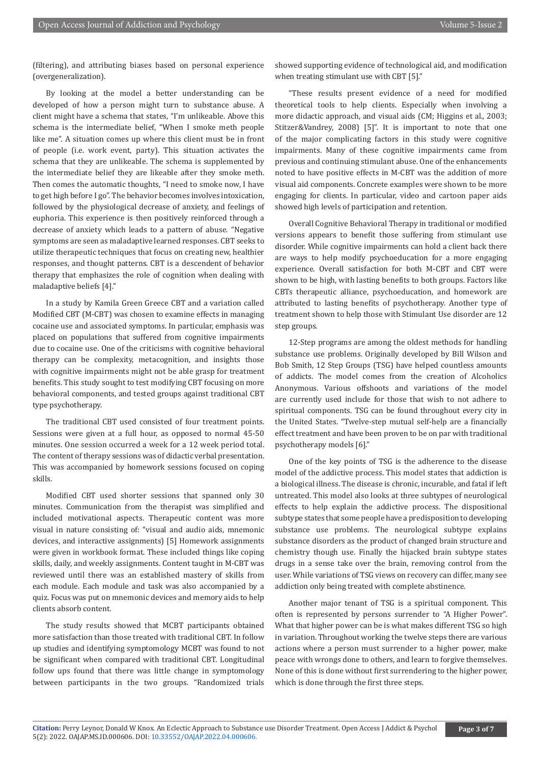(filtering), and attributing biases based on personal experience (overgeneralization).

By looking at the model a better understanding can be developed of how a person might turn to substance abuse. A client might have a schema that states, "I'm unlikeable. Above this schema is the intermediate belief, "When I smoke meth people like me". A situation comes up where this client must be in front of people (i.e. work event, party). This situation activates the schema that they are unlikeable. The schema is supplemented by the intermediate belief they are likeable after they smoke meth. Then comes the automatic thoughts, "I need to smoke now, I have to get high before I go". The behavior becomes involves intoxication, followed by the physiological decrease of anxiety, and feelings of euphoria. This experience is then positively reinforced through a decrease of anxiety which leads to a pattern of abuse. "Negative symptoms are seen as maladaptive learned responses. CBT seeks to utilize therapeutic techniques that focus on creating new, healthier responses, and thought patterns. CBT is a descendent of behavior therapy that emphasizes the role of cognition when dealing with maladaptive beliefs [4]."

In a study by Kamila Green Greece CBT and a variation called Modified CBT (M-CBT) was chosen to examine effects in managing cocaine use and associated symptoms. In particular, emphasis was placed on populations that suffered from cognitive impairments due to cocaine use. One of the criticisms with cognitive behavioral therapy can be complexity, metacognition, and insights those with cognitive impairments might not be able grasp for treatment benefits. This study sought to test modifying CBT focusing on more behavioral components, and tested groups against traditional CBT type psychotherapy.

The traditional CBT used consisted of four treatment points. Sessions were given at a full hour, as opposed to normal 45-50 minutes. One session occurred a week for a 12 week period total. The content of therapy sessions was of didactic verbal presentation. This was accompanied by homework sessions focused on coping skills.

Modified CBT used shorter sessions that spanned only 30 minutes. Communication from the therapist was simplified and included motivational aspects. Therapeutic content was more visual in nature consisting of: "visual and audio aids, mnemonic devices, and interactive assignments) [5] Homework assignments were given in workbook format. These included things like coping skills, daily, and weekly assignments. Content taught in M-CBT was reviewed until there was an established mastery of skills from each module. Each module and task was also accompanied by a quiz. Focus was put on mnemonic devices and memory aids to help clients absorb content.

The study results showed that MCBT participants obtained more satisfaction than those treated with traditional CBT. In follow up studies and identifying symptomology MCBT was found to not be significant when compared with traditional CBT. Longitudinal follow ups found that there was little change in symptomology between participants in the two groups. "Randomized trials showed supporting evidence of technological aid, and modification when treating stimulant use with CBT [5]."

"These results present evidence of a need for modified theoretical tools to help clients. Especially when involving a more didactic approach, and visual aids (CM; Higgins et al., 2003; Stitzer&Vandrey, 2008) [5]". It is important to note that one of the major complicating factors in this study were cognitive impairments. Many of these cognitive impairments came from previous and continuing stimulant abuse. One of the enhancements noted to have positive effects in M-CBT was the addition of more visual aid components. Concrete examples were shown to be more engaging for clients. In particular, video and cartoon paper aids showed high levels of participation and retention.

Overall Cognitive Behavioral Therapy in traditional or modified versions appears to benefit those suffering from stimulant use disorder. While cognitive impairments can hold a client back there are ways to help modify psychoeducation for a more engaging experience. Overall satisfaction for both M-CBT and CBT were shown to be high, with lasting benefits to both groups. Factors like CBTs therapeutic alliance, psychoeducation, and homework are attributed to lasting benefits of psychotherapy. Another type of treatment shown to help those with Stimulant Use disorder are 12 step groups.

12-Step programs are among the oldest methods for handling substance use problems. Originally developed by Bill Wilson and Bob Smith, 12 Step Groups (TSG) have helped countless amounts of addicts. The model comes from the creation of Alcoholics Anonymous. Various offshoots and variations of the model are currently used include for those that wish to not adhere to spiritual components. TSG can be found throughout every city in the United States. "Twelve-step mutual self-help are a financially effect treatment and have been proven to be on par with traditional psychotherapy models [6]."

One of the key points of TSG is the adherence to the disease model of the addictive process. This model states that addiction is a biological illness. The disease is chronic, incurable, and fatal if left untreated. This model also looks at three subtypes of neurological effects to help explain the addictive process. The dispositional subtype states that some people have a predisposition to developing substance use problems. The neurological subtype explains substance disorders as the product of changed brain structure and chemistry though use. Finally the hijacked brain subtype states drugs in a sense take over the brain, removing control from the user. While variations of TSG views on recovery can differ, many see addiction only being treated with complete abstinence.

Another major tenant of TSG is a spiritual component. This often is represented by persons surrender to "A Higher Power". What that higher power can be is what makes different TSG so high in variation. Throughout working the twelve steps there are various actions where a person must surrender to a higher power, make peace with wrongs done to others, and learn to forgive themselves. None of this is done without first surrendering to the higher power, which is done through the first three steps.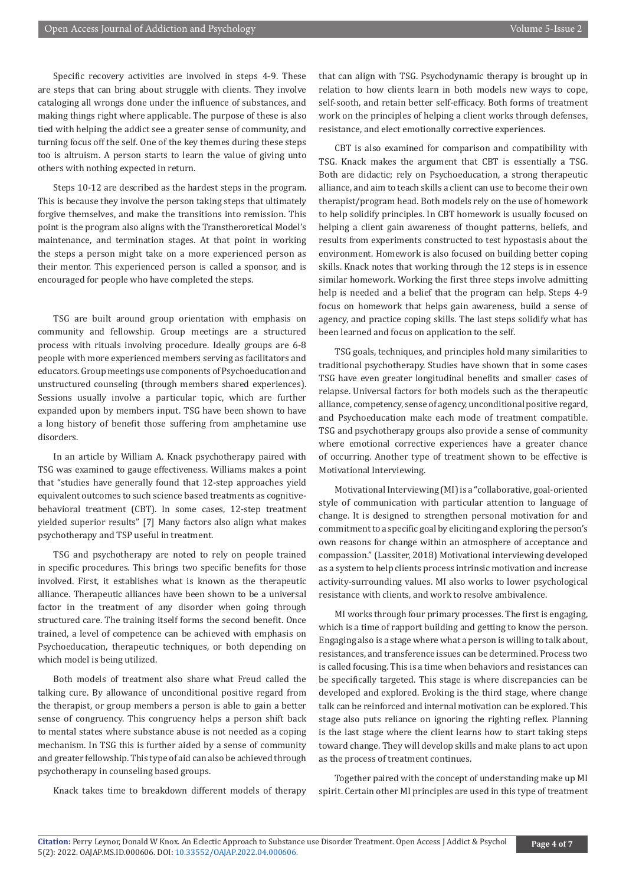Specific recovery activities are involved in steps 4-9. These are steps that can bring about struggle with clients. They involve cataloging all wrongs done under the influence of substances, and making things right where applicable. The purpose of these is also tied with helping the addict see a greater sense of community, and turning focus off the self. One of the key themes during these steps too is altruism. A person starts to learn the value of giving unto others with nothing expected in return.

Steps 10-12 are described as the hardest steps in the program. This is because they involve the person taking steps that ultimately forgive themselves, and make the transitions into remission. This point is the program also aligns with the Transtheroretical Model's maintenance, and termination stages. At that point in working the steps a person might take on a more experienced person as their mentor. This experienced person is called a sponsor, and is encouraged for people who have completed the steps.

TSG are built around group orientation with emphasis on community and fellowship. Group meetings are a structured process with rituals involving procedure. Ideally groups are 6-8 people with more experienced members serving as facilitators and educators. Group meetings use components of Psychoeducation and unstructured counseling (through members shared experiences). Sessions usually involve a particular topic, which are further expanded upon by members input. TSG have been shown to have a long history of benefit those suffering from amphetamine use disorders.

In an article by William A. Knack psychotherapy paired with TSG was examined to gauge effectiveness. Williams makes a point that "studies have generally found that 12-step approaches yield equivalent outcomes to such science based treatments as cognitive-behavioral treatment (CBT). In some cases, 12-step treatment yielded superior results" [7] Many factors also align what makes psychotherapy and TSP useful in treatment.

TSG and psychotherapy are noted to rely on people trained in specific procedures. This brings two specific benefits for those involved. First, it establishes what is known as the therapeutic alliance. Therapeutic alliances have been shown to be a universal factor in the treatment of any disorder when going through structured care. The training itself forms the second benefit. Once trained, a level of competence can be achieved with emphasis on Psychoeducation, therapeutic techniques, or both depending on which model is being utilized.

Both models of treatment also share what Freud called the talking cure. By allowance of unconditional positive regard from the therapist, or group members a person is able to gain a better sense of congruency. This congruency helps a person shift back to mental states where substance abuse is not needed as a coping mechanism. In TSG this is further aided by a sense of community and greater fellowship. This type of aid can also be achieved through psychotherapy in counseling based groups.

Knack takes time to breakdown different models of therapy that can align with TSG. Psychodynamic therapy is brought up in relation to how clients learn in both models new ways to cope, self-sooth, and retain better self-efficacy. Both forms of treatment work on the principles of helping a client works through defenses, resistance, and elect emotionally corrective experiences.

CBT is also examined for comparison and compatibility with TSG. Knack makes the argument that CBT is essentially a TSG. Both are didactic; rely on Psychoeducation, a strong therapeutic alliance, and aim to teach skills a client can use to become their own therapist/program head. Both models rely on the use of homework to help solidify principles. In CBT homework is usually focused on helping a client gain awareness of thought patterns, beliefs, and results from experiments constructed to test hypostasis about the environment. Homework is also focused on building better coping skills. Knack notes that working through the 12 steps is in essence similar homework. Working the first three steps involve admitting help is needed and a belief that the program can help. Steps 4-9 focus on homework that helps gain awareness, build a sense of agency, and practice coping skills. The last steps solidify what has been learned and focus on application to the self.

TSG goals, techniques, and principles hold many similarities to traditional psychotherapy. Studies have shown that in some cases TSG have even greater longitudinal benefits and smaller cases of relapse. Universal factors for both models such as the therapeutic alliance, competency, sense of agency, unconditional positive regard, and Psychoeducation make each mode of treatment compatible. TSG and psychotherapy groups also provide a sense of community where emotional corrective experiences have a greater chance of occurring. Another type of treatment shown to be effective is Motivational Interviewing.

Motivational Interviewing (MI) is a "collaborative, goal-oriented style of communication with particular attention to language of change. It is designed to strengthen personal motivation for and commitment to a specific goal by eliciting and exploring the person's own reasons for change within an atmosphere of acceptance and compassion." (Lassiter, 2018) Motivational interviewing developed as a system to help clients process intrinsic motivation and increase activity-surrounding values. MI also works to lower psychological resistance with clients, and work to resolve ambivalence.

MI works through four primary processes. The first is engaging, which is a time of rapport building and getting to know the person. Engaging also is a stage where what a person is willing to talk about, resistances, and transference issues can be determined. Process two is called focusing. This is a time when behaviors and resistances can be specifically targeted. This stage is where discrepancies can be developed and explored. Evoking is the third stage, where change talk can be reinforced and internal motivation can be explored. This stage also puts reliance on ignoring the righting reflex. Planning is the last stage where the client learns how to start taking steps toward change. They will develop skills and make plans to act upon as the process of treatment continues.

Together paired with the concept of understanding make up MI spirit. Certain other MI principles are used in this type of treatment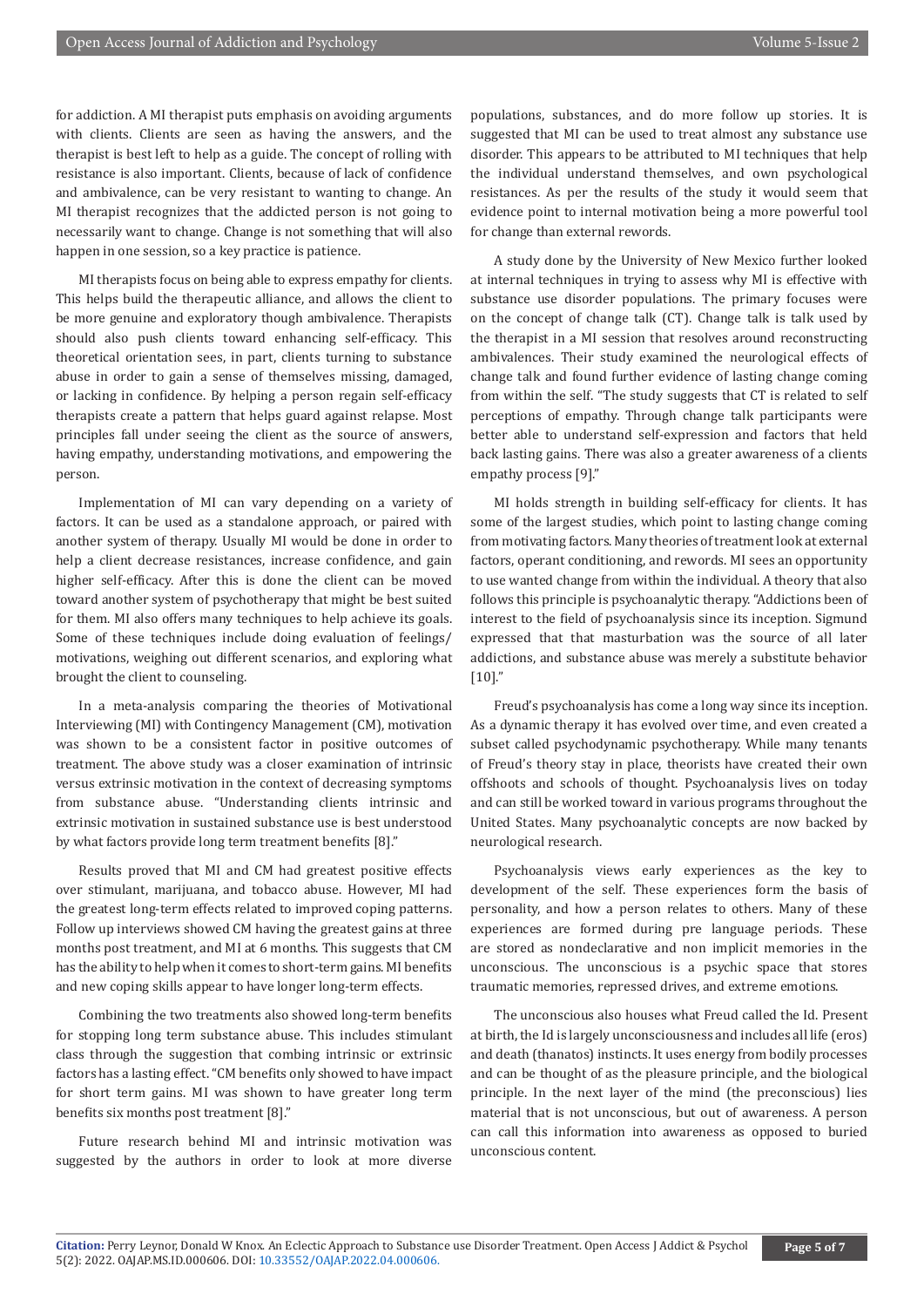for addiction. A MI therapist puts emphasis on avoiding arguments with clients. Clients are seen as having the answers, and the therapist is best left to help as a guide. The concept of rolling with resistance is also important. Clients, because of lack of confidence and ambivalence, can be very resistant to wanting to change. An MI therapist recognizes that the addicted person is not going to necessarily want to change. Change is not something that will also happen in one session, so a key practice is patience.

MI therapists focus on being able to express empathy for clients. This helps build the therapeutic alliance, and allows the client to be more genuine and exploratory though ambivalence. Therapists should also push clients toward enhancing self-efficacy. This theoretical orientation sees, in part, clients turning to substance abuse in order to gain a sense of themselves missing, damaged, or lacking in confidence. By helping a person regain self-efficacy therapists create a pattern that helps guard against relapse. Most principles fall under seeing the client as the source of answers, having empathy, understanding motivations, and empowering the person.

Implementation of MI can vary depending on a variety of factors. It can be used as a standalone approach, or paired with another system of therapy. Usually MI would be done in order to help a client decrease resistances, increase confidence, and gain higher self-efficacy. After this is done the client can be moved toward another system of psychotherapy that might be best suited for them. MI also offers many techniques to help achieve its goals. Some of these techniques include doing evaluation of feelings/motivations, weighing out different scenarios, and exploring what brought the client to counseling.

In a meta-analysis comparing the theories of Motivational Interviewing (MI) with Contingency Management (CM), motivation was shown to be a consistent factor in positive outcomes of treatment. The above study was a closer examination of intrinsic versus extrinsic motivation in the context of decreasing symptoms from substance abuse. "Understanding clients intrinsic and extrinsic motivation in sustained substance use is best understood by what factors provide long term treatment benefits [8]."

Results proved that MI and CM had greatest positive effects over stimulant, marijuana, and tobacco abuse. However, MI had the greatest long-term effects related to improved coping patterns. Follow up interviews showed CM having the greatest gains at three months post treatment, and MI at 6 months. This suggests that CM has the ability to help when it comes to short-term gains. MI benefits and new coping skills appear to have longer long-term effects.

Combining the two treatments also showed long-term benefits for stopping long term substance abuse. This includes stimulant class through the suggestion that combing intrinsic or extrinsic factors has a lasting effect. "CM benefits only showed to have impact for short term gains. MI was shown to have greater long term benefits six months post treatment [8]."

Future research behind MI and intrinsic motivation was suggested by the authors in order to look at more diverse populations, substances, and do more follow up stories. It is suggested that MI can be used to treat almost any substance use disorder. This appears to be attributed to MI techniques that help the individual understand themselves, and own psychological resistances. As per the results of the study it would seem that evidence point to internal motivation being a more powerful tool for change than external rewords.

A study done by the University of New Mexico further looked at internal techniques in trying to assess why MI is effective with substance use disorder populations. The primary focuses were on the concept of change talk (CT). Change talk is talk used by the therapist in a MI session that resolves around reconstructing ambivalences. Their study examined the neurological effects of change talk and found further evidence of lasting change coming from within the self. "The study suggests that CT is related to self perceptions of empathy. Through change talk participants were better able to understand self-expression and factors that held back lasting gains. There was also a greater awareness of a clients empathy process [9]."

MI holds strength in building self-efficacy for clients. It has some of the largest studies, which point to lasting change coming from motivating factors. Many theories of treatment look at external factors, operant conditioning, and rewards. MI sees an opportunity to use wanted change from within the individual. A theory that also follows this principle is psychoanalytic therapy. "Addictions been of interest to the field of psychoanalysis since its inception. Sigmund expressed that that masturbation was the source of all later addictions, and substance abuse was merely a substitute behavior [10]."

Freud's psychoanalysis has come a long way since its inception. As a dynamic therapy it has evolved over time, and even created a subset called psychodynamic psychotherapy. While many tenants of Freud's theory stay in place, theorists have created their own offshoots and schools of thought. Psychoanalysis lives on today and can still be worked toward in various programs throughout the United States. Many psychoanalytic concepts are now backed by neurological research.

Psychoanalysis views early experiences as the key to development of the self. These experiences form the basis of personality, and how a person relates to others. Many of these experiences are formed during pre language periods. These are stored as nondeclarative and non implicit memories in the unconscious. The unconscious is a psychic space that stores traumatic memories, repressed drives, and extreme emotions.

The unconscious also houses what Freud called the Id. Present at birth, the Id is largely unconsciousness and includes all life (eros) and death (thanatos) instincts. It uses energy from bodily processes and can be thought of as the pleasure principle, and the biological principle. In the next layer of the mind (the preconscious) lies material that is not unconscious, but out of awareness. A person can call this information into awareness as opposed to buried unconscious content.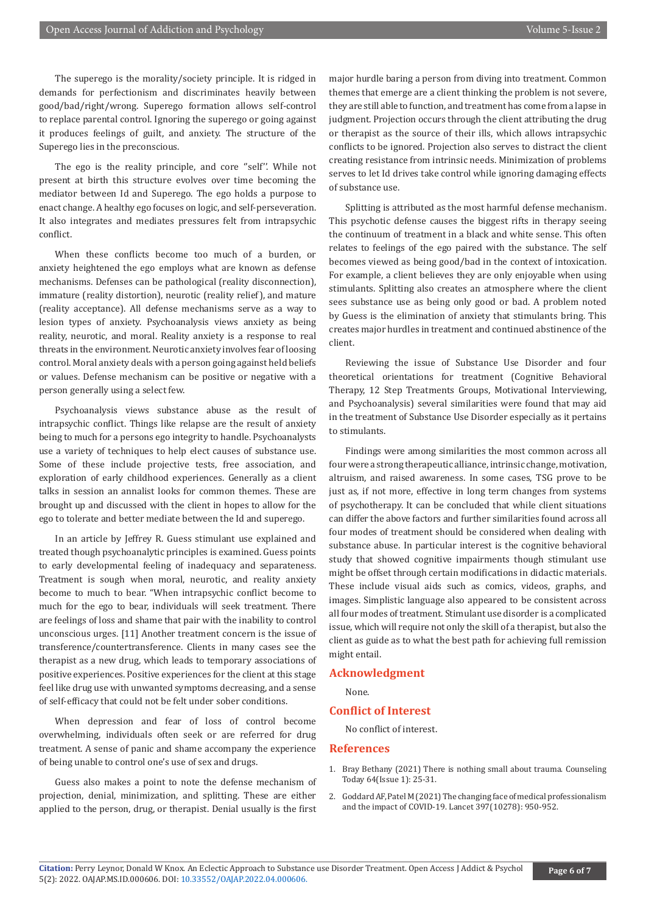The superego is the morality/society principle. It is ridged in demands for perfectionism and discriminates heavily between good/bad/right/wrong. Superego formation allows self-control to replace parental control. Ignoring the superego or going against it produces feelings of guilt, and anxiety. The structure of the Superego lies in the preconscious.

The ego is the reality principle, and core ''self''. While not present at birth this structure evolves over time becoming the mediator between Id and Superego. The ego holds a purpose to enact change. A healthy ego focuses on logic, and self-perseveration. It also integrates and mediates pressures felt from intrapsychic conflict.

When these conflicts become too much of a burden, or anxiety heightened the ego employs what are known as defense mechanisms. Defenses can be pathological (reality disconnection), immature (reality distortion), neurotic (reality relief), and mature (reality acceptance). All defense mechanisms serve as a way to lesion types of anxiety. Psychoanalysis views anxiety as being reality, neurotic, and moral. Reality anxiety is a response to real threats in the environment. Neurotic anxiety involves fear of loosing control. Moral anxiety deals with a person going against held beliefs or values. Defense mechanism can be positive or negative with a person generally using a select few.

Psychoanalysis views substance abuse as the result of intrapsychic conflict. Things like relapse are the result of anxiety being to much for a persons ego integrity to handle. Psychoanalysts use a variety of techniques to help elect causes of substance use. Some of these include projective tests, free association, and exploration of early childhood experiences. Generally as a client talks in session an annalist looks for common themes. These are brought up and discussed with the client in hopes to allow for the ego to tolerate and better mediate between the Id and superego.

In an article by Jeffrey R. Guess stimulant use explained and treated though psychoanalytic principles is examined. Guess points to early developmental feeling of inadequacy and separateness. Treatment is sough when moral, neurotic, and reality anxiety become to much to bear. "When intrapsychic conflict become to much for the ego to bear, individuals will seek treatment. There are feelings of loss and shame that pair with the inability to control unconscious urges. [11] Another treatment concern is the issue of transference/countertransference. Clients in many cases see the therapist as a new drug, which leads to temporary associations of positive experiences. Positive experiences for the client at this stage feel like drug use with unwanted symptoms decreasing, and a sense of self-efficacy that could not be felt under sober conditions.

When depression and fear of loss of control become overwhelming, individuals often seek or are referred for drug treatment. A sense of panic and shame accompany the experience of being unable to control one's use of sex and drugs.

Guess also makes a point to note the defense mechanism of projection, denial, minimization, and splitting. These are either applied to the person, drug, or therapist. Denial usually is the first major hurdle baring a person from diving into treatment. Common themes that emerge are a client thinking the problem is not severe, they are still able to function, and treatment has come from a lapse in judgment. Projection occurs through the client attributing the drug or therapist as the source of their ills, which allows intrapsychic conflicts to be ignored. Projection also serves to distract the client creating resistance from intrinsic needs. Minimization of problems serves to let Id drives take control while ignoring damaging effects of substance use.

Splitting is attributed as the most harmful defense mechanism. This psychotic defense causes the biggest rifts in therapy seeing the continuum of treatment in a black and white sense. This often relates to feelings of the ego paired with the substance. The self becomes viewed as being good/bad in the context of intoxication. For example, a client believes they are only enjoyable when using stimulants. Splitting also creates an atmosphere where the client sees substance use as being only good or bad. A problem noted by Guess is the elimination of anxiety that stimulants bring. This creates major hurdles in treatment and continued abstinence of the client.

Reviewing the issue of Substance Use Disorder and four theoretical orientations for treatment (Cognitive Behavioral Therapy, 12 Step Treatments Groups, Motivational Interviewing, and Psychoanalysis) several similarities were found that may aid in the treatment of Substance Use Disorder especially as it pertains to stimulants.

Findings were among similarities the most common across all four were a strong therapeutic alliance, intrinsic change, motivation, altruism, and raised awareness. In some cases, TSG prove to be just as, if not more, effective in long term changes from systems of psychotherapy. It can be concluded that while client situations can differ the above factors and further similarities found across all four modes of treatment should be considered when dealing with substance abuse. In particular interest is the cognitive behavioral study that showed cognitive impairments though stimulant use might be offset through certain modifications in didactic materials. These include visual aids such as comics, videos, graphs, and images. Simplistic language also appeared to be consistent across all four modes of treatment. Stimulant use disorder is a complicated issue, which will require not only the skill of a therapist, but also the client as guide as to what the best path for achieving full remission might entail.

## Acknowledgment

None.

## Conflict of Interest

No conflict of interest.

## References

1. Bray Bethany (2021) There is nothing small about trauma. Counseling Today 64(Issue 1): 25-31.
2. Goddard AF, Patel M (2021) The changing face of medical professionalism and the impact of COVID-19. Lancet 397(10278): 950-952.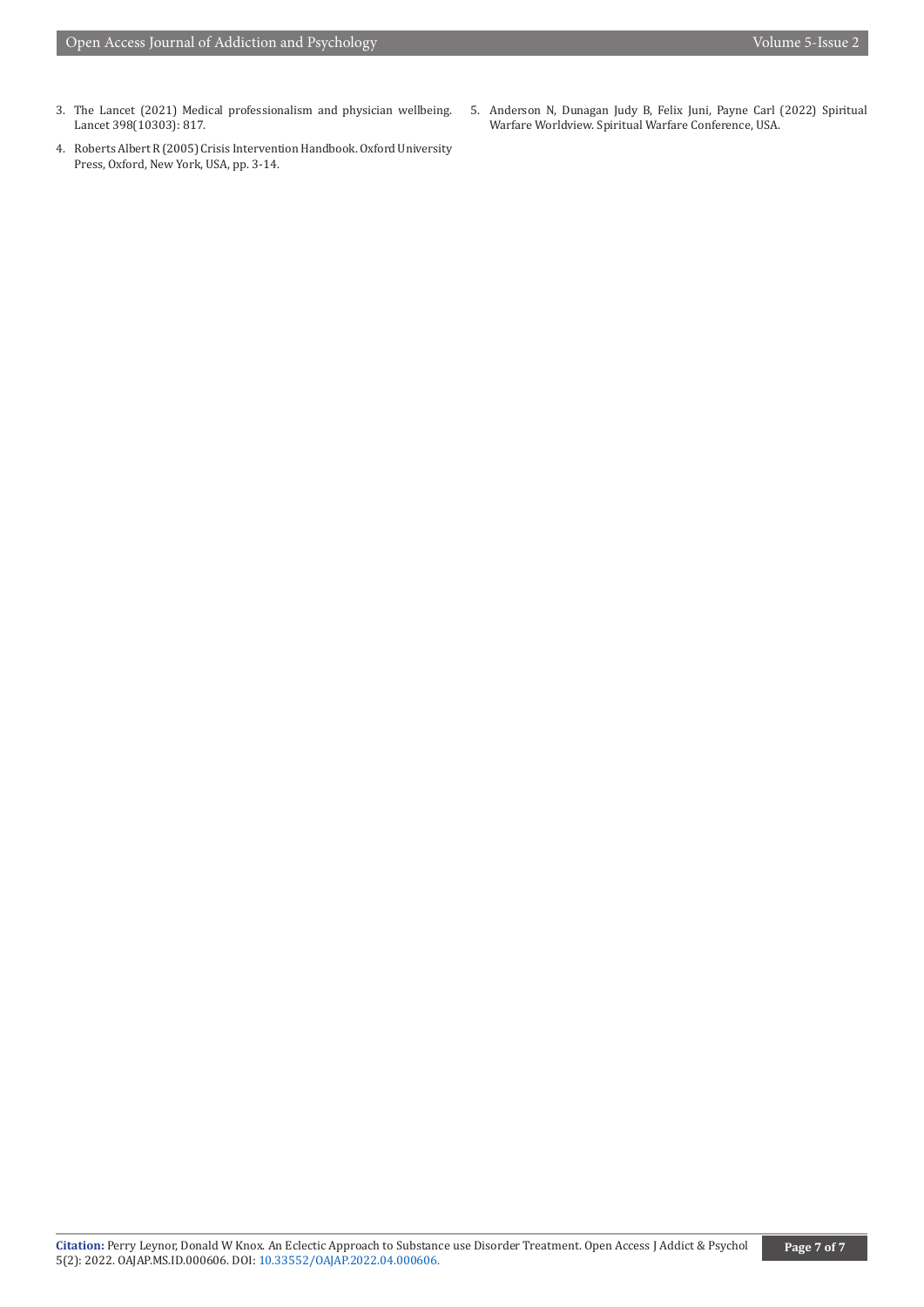3. The Lancet (2021) Medical professionalism and physician wellbeing. Lancet 398(10303): 817.
4. Roberts Albert R (2005) Crisis Intervention Handbook. Oxford University Press, Oxford, New York, USA, pp. 3-14.
5. Anderson N, Dunagan Judy B, Felix Juni, Payne Carl (2022) Spiritual Warfare Worldview. Spiritual Warfare Conference, USA.